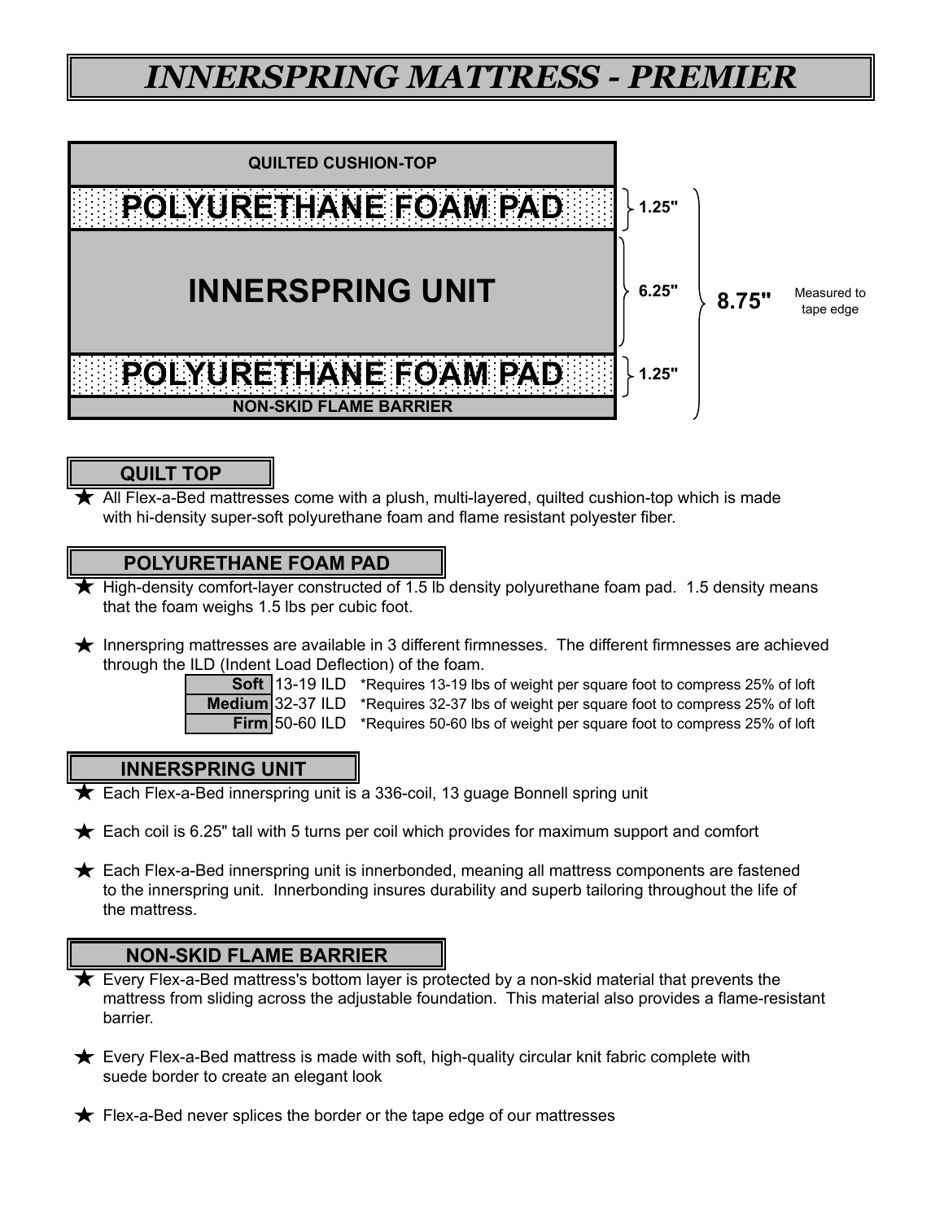# *INNERSPRING MATTRESS - PREMIER*

| Layer | Thickness |
| --- | --- |
| QUILTED CUSHION-TOP | |
| POLYURETHANE FOAM PAD | 1.25" |
| INNERSPRING UNIT | 6.25" |
| POLYURETHANE FOAM PAD | 1.25" |
| NON-SKID FLAME BARRIER | |

**8.75"** Measured to tape edge

## QUILT TOP

★ All Flex-a-Bed mattresses come with a plush, multi-layered, quilted cushion-top which is made with hi-density super-soft polyurethane foam and flame resistant polyester fiber.

## POLYURETHANE FOAM PAD

★ High-density comfort-layer constructed of 1.5 lb density polyurethane foam pad. 1.5 density means that the foam weighs 1.5 lbs per cubic foot.

★ Innerspring mattresses are available in 3 different firmnesses. The different firmnesses are achieved through the ILD (Indent Load Deflection) of the foam.

| | | |
| --- | --- | --- |
| **Soft** | 13-19 ILD | *Requires 13-19 lbs of weight per square foot to compress 25% of loft |
| **Medium** | 32-37 ILD | *Requires 32-37 lbs of weight per square foot to compress 25% of loft |
| **Firm** | 50-60 ILD | *Requires 50-60 lbs of weight per square foot to compress 25% of loft |

## INNERSPRING UNIT

★ Each Flex-a-Bed innerspring unit is a 336-coil, 13 guage Bonnell spring unit

★ Each coil is 6.25" tall with 5 turns per coil which provides for maximum support and comfort

★ Each Flex-a-Bed innerspring unit is innerbonded, meaning all mattress components are fastened to the innerspring unit. Innerbonding insures durability and superb tailoring throughout the life of the mattress.

## NON-SKID FLAME BARRIER

★ Every Flex-a-Bed mattress's bottom layer is protected by a non-skid material that prevents the mattress from sliding across the adjustable foundation. This material also provides a flame-resistant barrier.

★ Every Flex-a-Bed mattress is made with soft, high-quality circular knit fabric complete with suede border to create an elegant look

★ Flex-a-Bed never splices the border or the tape edge of our mattresses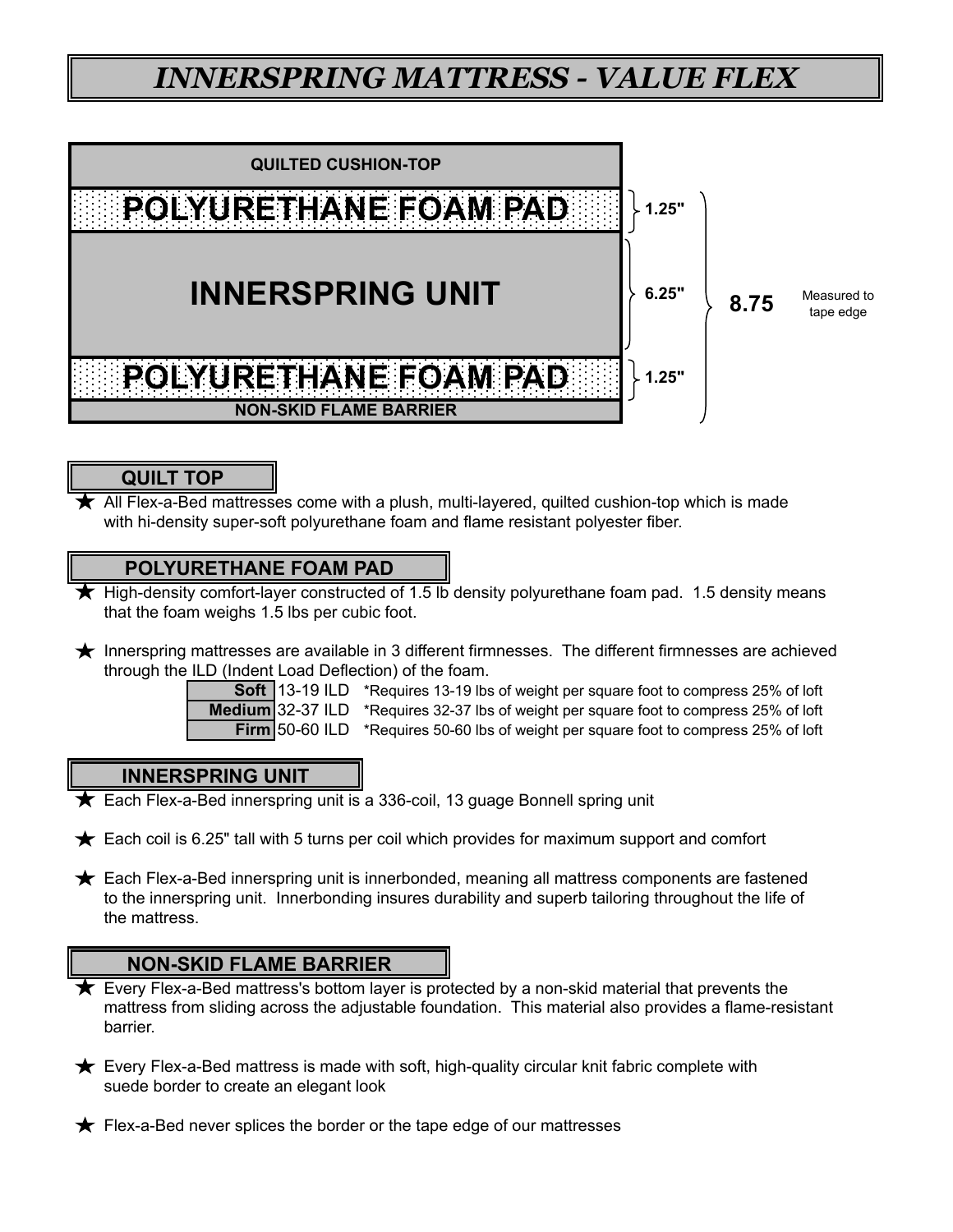# INNERSPRING MATTRESS - VALUE FLEX

| Layer | Thickness |
| --- | --- |
| QUILTED CUSHION-TOP | |
| POLYURETHANE FOAM PAD | 1.25" |
| INNERSPRING UNIT | 6.25" |
| POLYURETHANE FOAM PAD | 1.25" |
| NON-SKID FLAME BARRIER | |

8.75 Measured to tape edge

## QUILT TOP

★ All Flex-a-Bed mattresses come with a plush, multi-layered, quilted cushion-top which is made with hi-density super-soft polyurethane foam and flame resistant polyester fiber.

## POLYURETHANE FOAM PAD

★ High-density comfort-layer constructed of 1.5 lb density polyurethane foam pad. 1.5 density means that the foam weighs 1.5 lbs per cubic foot.

★ Innerspring mattresses are available in 3 different firmnesses. The different firmnesses are achieved through the ILD (Indent Load Deflection) of the foam.

| | | |
| --- | --- | --- |
| **Soft** | 13-19 ILD | *Requires 13-19 lbs of weight per square foot to compress 25% of loft |
| **Medium** | 32-37 ILD | *Requires 32-37 lbs of weight per square foot to compress 25% of loft |
| **Firm** | 50-60 ILD | *Requires 50-60 lbs of weight per square foot to compress 25% of loft |

## INNERSPRING UNIT

★ Each Flex-a-Bed innerspring unit is a 336-coil, 13 guage Bonnell spring unit

★ Each coil is 6.25" tall with 5 turns per coil which provides for maximum support and comfort

★ Each Flex-a-Bed innerspring unit is innerbonded, meaning all mattress components are fastened to the innerspring unit. Innerbonding insures durability and superb tailoring throughout the life of the mattress.

## NON-SKID FLAME BARRIER

★ Every Flex-a-Bed mattress's bottom layer is protected by a non-skid material that prevents the mattress from sliding across the adjustable foundation. This material also provides a flame-resistant barrier.

★ Every Flex-a-Bed mattress is made with soft, high-quality circular knit fabric complete with suede border to create an elegant look

★ Flex-a-Bed never splices the border or the tape edge of our mattresses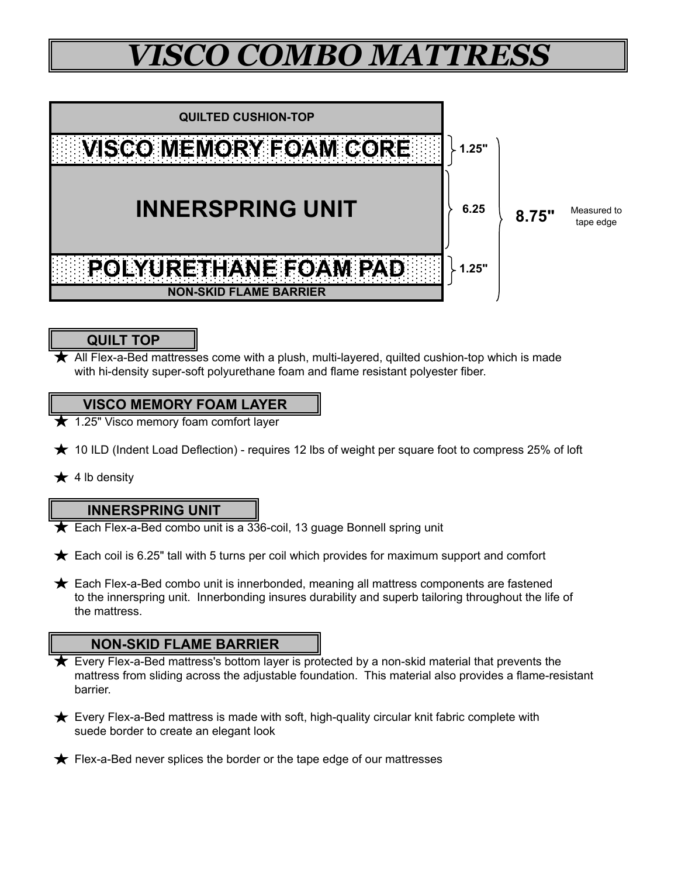# VISCO COMBO MATTRESS

QUILTED CUSHION-TOP

VISCO MEMORY FOAM CORE — 1.25"

INNERSPRING UNIT — 6.25

POLYURETHANE FOAM PAD — 1.25"

NON-SKID FLAME BARRIER

8.75" Measured to tape edge

## QUILT TOP

- ★ All Flex-a-Bed mattresses come with a plush, multi-layered, quilted cushion-top which is made with hi-density super-soft polyurethane foam and flame resistant polyester fiber.

## VISCO MEMORY FOAM LAYER

- ★ 1.25" Visco memory foam comfort layer
- ★ 10 ILD (Indent Load Deflection) - requires 12 lbs of weight per square foot to compress 25% of loft
- ★ 4 lb density

## INNERSPRING UNIT

- ★ Each Flex-a-Bed combo unit is a 336-coil, 13 guage Bonnell spring unit
- ★ Each coil is 6.25" tall with 5 turns per coil which provides for maximum support and comfort
- ★ Each Flex-a-Bed combo unit is innerbonded, meaning all mattress components are fastened to the innerspring unit. Innerbonding insures durability and superb tailoring throughout the life of the mattress.

## NON-SKID FLAME BARRIER

- ★ Every Flex-a-Bed mattress's bottom layer is protected by a non-skid material that prevents the mattress from sliding across the adjustable foundation. This material also provides a flame-resistant barrier.
- ★ Every Flex-a-Bed mattress is made with soft, high-quality circular knit fabric complete with suede border to create an elegant look
- ★ Flex-a-Bed never splices the border or the tape edge of our mattresses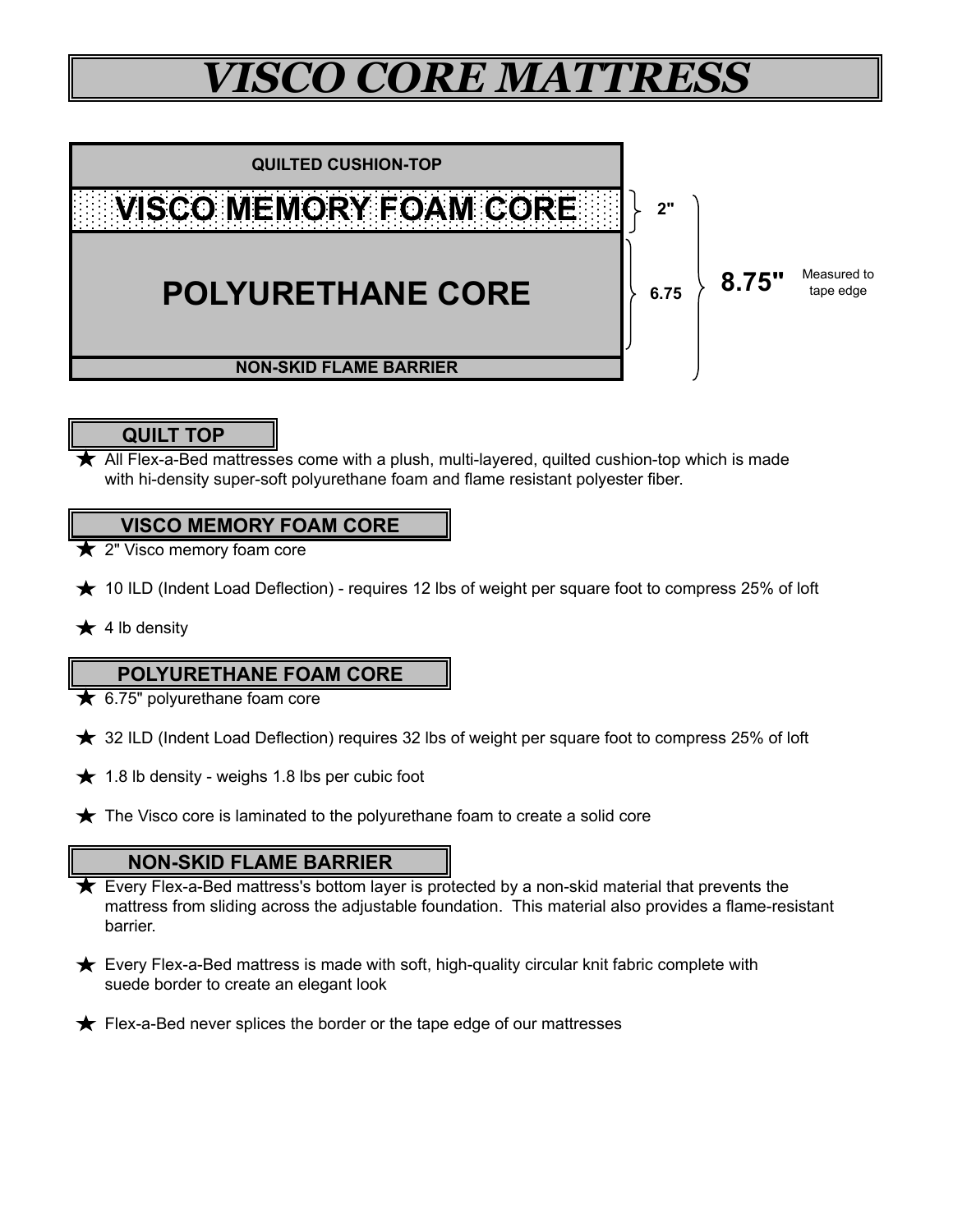# *VISCO CORE MATTRESS*

QUILTED CUSHION-TOP

VISCO MEMORY FOAM CORE — 2"

POLYURETHANE CORE — 6.75

NON-SKID FLAME BARRIER

8.75" Measured to tape edge

## QUILT TOP

- ★ All Flex-a-Bed mattresses come with a plush, multi-layered, quilted cushion-top which is made with hi-density super-soft polyurethane foam and flame resistant polyester fiber.

## VISCO MEMORY FOAM CORE

- ★ 2" Visco memory foam core
- ★ 10 ILD (Indent Load Deflection) - requires 12 lbs of weight per square foot to compress 25% of loft
- ★ 4 lb density

## POLYURETHANE FOAM CORE

- ★ 6.75" polyurethane foam core
- ★ 32 ILD (Indent Load Deflection) requires 32 lbs of weight per square foot to compress 25% of loft
- ★ 1.8 lb density - weighs 1.8 lbs per cubic foot
- ★ The Visco core is laminated to the polyurethane foam to create a solid core

## NON-SKID FLAME BARRIER

- ★ Every Flex-a-Bed mattress's bottom layer is protected by a non-skid material that prevents the mattress from sliding across the adjustable foundation. This material also provides a flame-resistant barrier.
- ★ Every Flex-a-Bed mattress is made with soft, high-quality circular knit fabric complete with suede border to create an elegant look
- ★ Flex-a-Bed never splices the border or the tape edge of our mattresses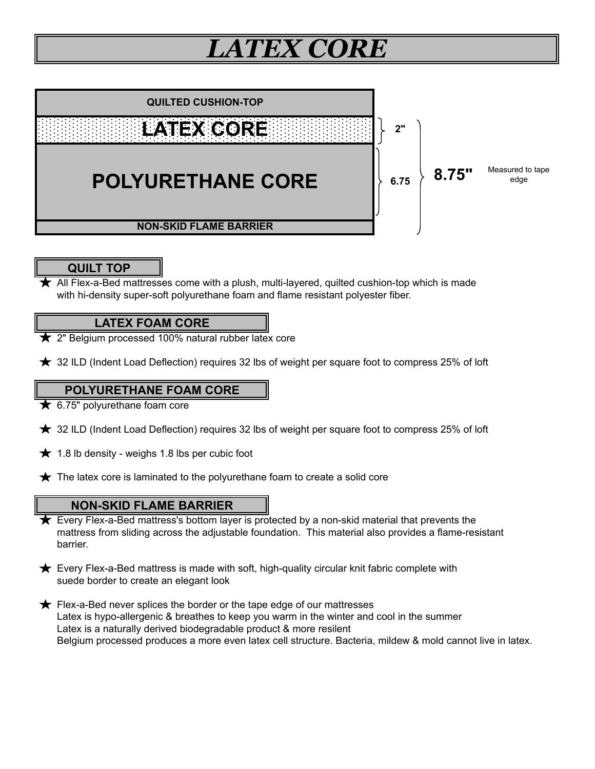# LATEX CORE

QUILTED CUSHION-TOP

LATEX CORE — 2"

POLYURETHANE CORE — 6.75

NON-SKID FLAME BARRIER

8.75" Measured to tape edge

## QUILT TOP

★ All Flex-a-Bed mattresses come with a plush, multi-layered, quilted cushion-top which is made with hi-density super-soft polyurethane foam and flame resistant polyester fiber.

## LATEX FOAM CORE

★ 2" Belgium processed 100% natural rubber latex core

★ 32 ILD (Indent Load Deflection) requires 32 lbs of weight per square foot to compress 25% of loft

## POLYURETHANE FOAM CORE

★ 6.75" polyurethane foam core

★ 32 ILD (Indent Load Deflection) requires 32 lbs of weight per square foot to compress 25% of loft

★ 1.8 lb density - weighs 1.8 lbs per cubic foot

★ The latex core is laminated to the polyurethane foam to create a solid core

## NON-SKID FLAME BARRIER

★ Every Flex-a-Bed mattress's bottom layer is protected by a non-skid material that prevents the mattress from sliding across the adjustable foundation. This material also provides a flame-resistant barrier.

★ Every Flex-a-Bed mattress is made with soft, high-quality circular knit fabric complete with suede border to create an elegant look

★ Flex-a-Bed never splices the border or the tape edge of our mattresses
Latex is hypo-allergenic & breathes to keep you warm in the winter and cool in the summer
Latex is a naturally derived biodegradable product & more resilent
Belgium processed produces a more even latex cell structure. Bacteria, mildew & mold cannot live in latex.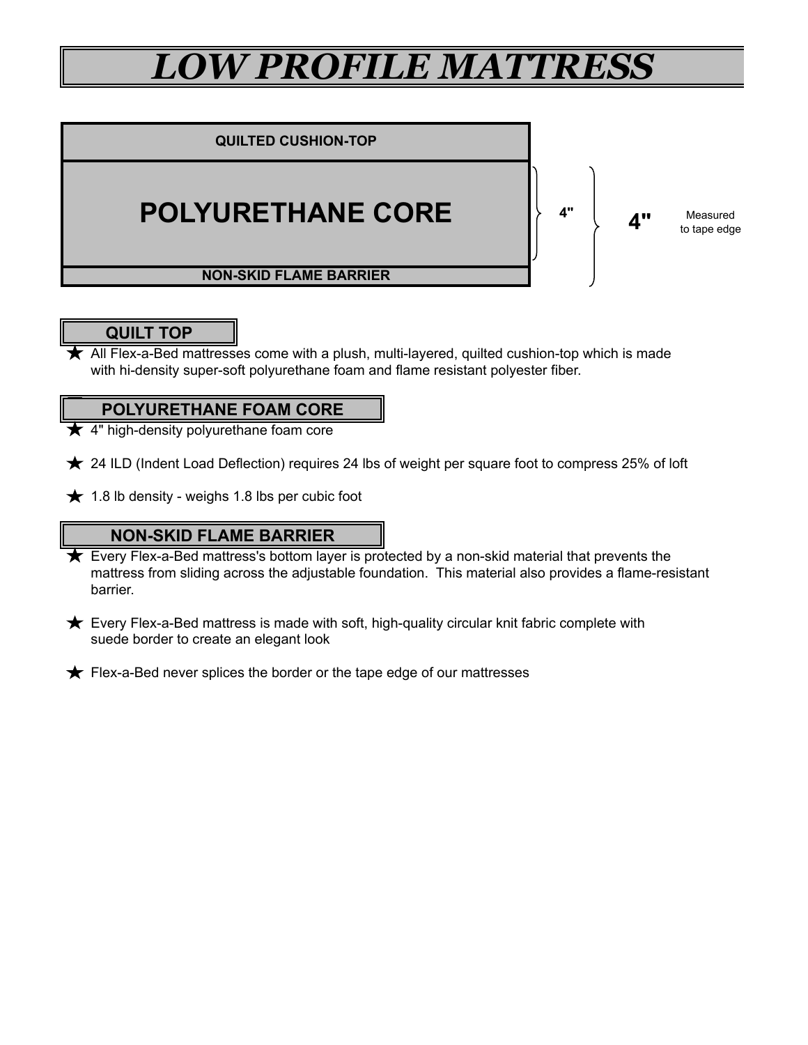# *LOW PROFILE MATTRESS*

QUILTED CUSHION-TOP

POLYURETHANE CORE

NON-SKID FLAME BARRIER

4"

4"

Measured to tape edge

## QUILT TOP

★ All Flex-a-Bed mattresses come with a plush, multi-layered, quilted cushion-top which is made with hi-density super-soft polyurethane foam and flame resistant polyester fiber.

## POLYURETHANE FOAM CORE

★ 4" high-density polyurethane foam core

★ 24 ILD (Indent Load Deflection) requires 24 lbs of weight per square foot to compress 25% of loft

★ 1.8 lb density - weighs 1.8 lbs per cubic foot

## NON-SKID FLAME BARRIER

★ Every Flex-a-Bed mattress's bottom layer is protected by a non-skid material that prevents the mattress from sliding across the adjustable foundation. This material also provides a flame-resistant barrier.

★ Every Flex-a-Bed mattress is made with soft, high-quality circular knit fabric complete with suede border to create an elegant look

★ Flex-a-Bed never splices the border or the tape edge of our mattresses